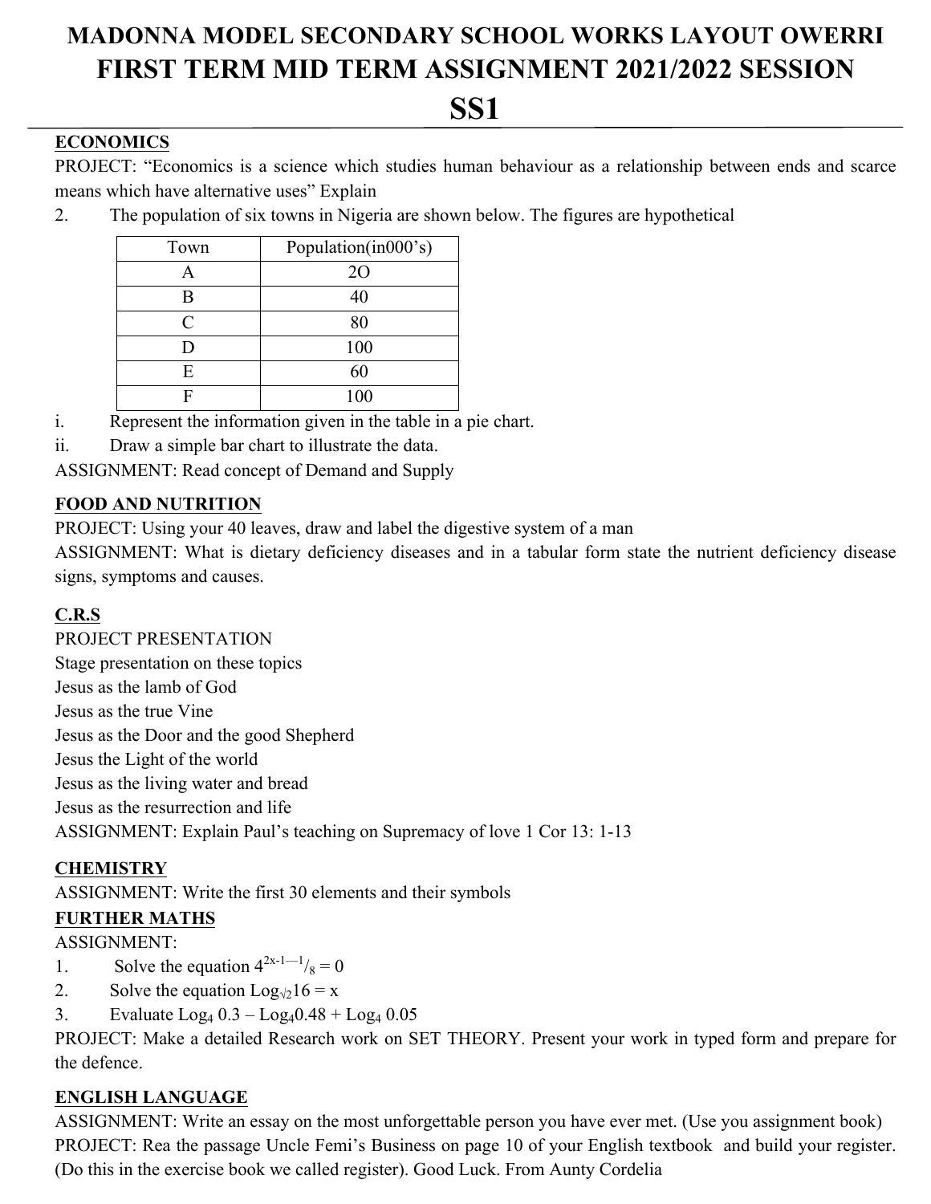# MADONNA MODEL SECONDARY SCHOOL WORKS LAYOUT OWERRI
# FIRST TERM MID TERM ASSIGNMENT 2021/2022 SESSION
# SS1

## ECONOMICS

PROJECT: "Economics is a science which studies human behaviour as a relationship between ends and scarce means which have alternative uses" Explain

2. The population of six towns in Nigeria are shown below. The figures are hypothetical

| Town | Population(in000's) |
|---|---|
| A | 2O |
| B | 40 |
| C | 80 |
| D | 100 |
| E | 60 |
| F | 100 |

i. Represent the information given in the table in a pie chart.

ii. Draw a simple bar chart to illustrate the data.

ASSIGNMENT: Read concept of Demand and Supply

## FOOD AND NUTRITION

PROJECT: Using your 40 leaves, draw and label the digestive system of a man

ASSIGNMENT: What is dietary deficiency diseases and in a tabular form state the nutrient deficiency disease signs, symptoms and causes.

## C.R.S

PROJECT PRESENTATION

Stage presentation on these topics

Jesus as the lamb of God

Jesus as the true Vine

Jesus as the Door and the good Shepherd

Jesus the Light of the world

Jesus as the living water and bread

Jesus as the resurrection and life

ASSIGNMENT: Explain Paul's teaching on Supremacy of love 1 Cor 13: 1-13

## CHEMISTRY

ASSIGNMENT: Write the first 30 elements and their symbols

## FURTHER MATHS

ASSIGNMENT:

1. Solve the equation $4^{2x-1} - \frac{1}{8} = 0$
2. Solve the equation $\log_{\sqrt{2}} 16 = x$
3. Evaluate $\log_4 0.3 - \log_4 0.48 + \log_4 0.05$

PROJECT: Make a detailed Research work on SET THEORY. Present your work in typed form and prepare for the defence.

## ENGLISH LANGUAGE

ASSIGNMENT: Write an essay on the most unforgettable person you have ever met. (Use you assignment book)

PROJECT: Rea the passage Uncle Femi's Business on page 10 of your English textbook and build your register. (Do this in the exercise book we called register). Good Luck. From Aunty Cordelia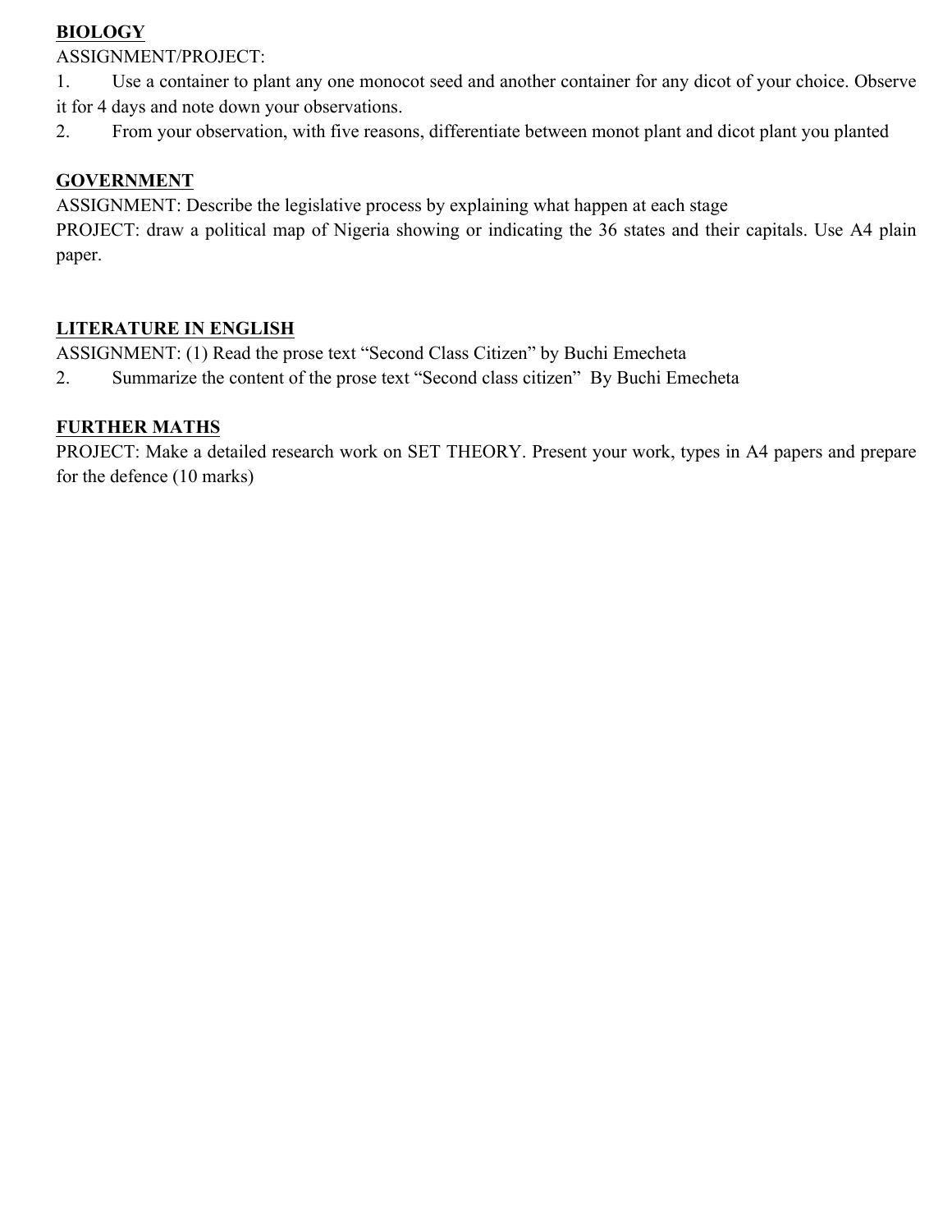**BIOLOGY**

ASSIGNMENT/PROJECT:

1. Use a container to plant any one monocot seed and another container for any dicot of your choice. Observe it for 4 days and note down your observations.
2. From your observation, with five reasons, differentiate between monot plant and dicot plant you planted

**GOVERNMENT**

ASSIGNMENT: Describe the legislative process by explaining what happen at each stage

PROJECT: draw a political map of Nigeria showing or indicating the 36 states and their capitals. Use A4 plain paper.

**LITERATURE IN ENGLISH**

ASSIGNMENT: (1) Read the prose text "Second Class Citizen" by Buchi Emecheta

2. Summarize the content of the prose text "Second class citizen" By Buchi Emecheta

**FURTHER MATHS**

PROJECT: Make a detailed research work on SET THEORY. Present your work, types in A4 papers and prepare for the defence (10 marks)